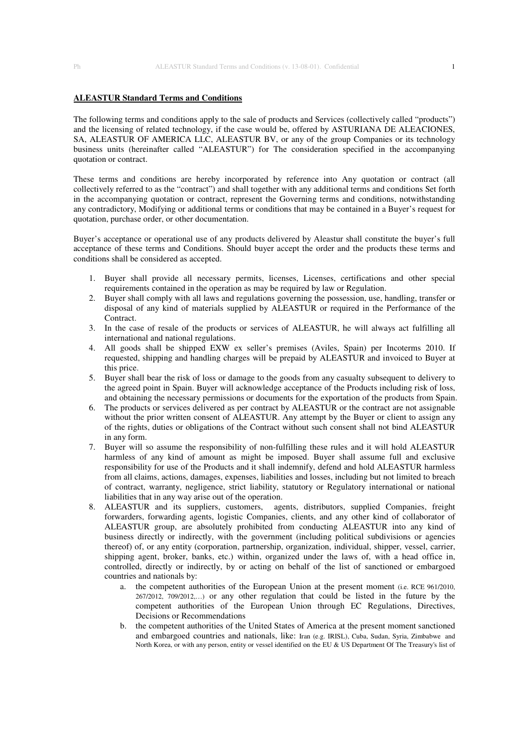**ALEASTUR Standard Terms and Conditions**

The following terms and conditions apply to the sale of products and Services (collectively called "products") and the licensing of related technology, if the case would be, offered by ASTURIANA DE ALEACIONES, SA, ALEASTUR OF AMERICA LLC, ALEASTUR BV, or any of the group Companies or its technology business units (hereinafter called "ALEASTUR") for The consideration specified in the accompanying quotation or contract.

These terms and conditions are hereby incorporated by reference into Any quotation or contract (all collectively referred to as the "contract") and shall together with any additional terms and conditions Set forth in the accompanying quotation or contract, represent the Governing terms and conditions, notwithstanding any contradictory, Modifying or additional terms or conditions that may be contained in a Buyer's request for quotation, purchase order, or other documentation.

Buyer's acceptance or operational use of any products delivered by Aleastur shall constitute the buyer's full acceptance of these terms and Conditions. Should buyer accept the order and the products these terms and conditions shall be considered as accepted.

1. Buyer shall provide all necessary permits, licenses, Licenses, certifications and other special requirements contained in the operation as may be required by law or Regulation.
2. Buyer shall comply with all laws and regulations governing the possession, use, handling, transfer or disposal of any kind of materials supplied by ALEASTUR or required in the Performance of the Contract.
3. In the case of resale of the products or services of ALEASTUR, he will always act fulfilling all international and national regulations.
4. All goods shall be shipped EXW ex seller's premises (Aviles, Spain) per Incoterms 2010. If requested, shipping and handling charges will be prepaid by ALEASTUR and invoiced to Buyer at this price.
5. Buyer shall bear the risk of loss or damage to the goods from any casualty subsequent to delivery to the agreed point in Spain. Buyer will acknowledge acceptance of the Products including risk of loss, and obtaining the necessary permissions or documents for the exportation of the products from Spain.
6. The products or services delivered as per contract by ALEASTUR or the contract are not assignable without the prior written consent of ALEASTUR. Any attempt by the Buyer or client to assign any of the rights, duties or obligations of the Contract without such consent shall not bind ALEASTUR in any form.
7. Buyer will so assume the responsibility of non-fulfilling these rules and it will hold ALEASTUR harmless of any kind of amount as might be imposed. Buyer shall assume full and exclusive responsibility for use of the Products and it shall indemnify, defend and hold ALEASTUR harmless from all claims, actions, damages, expenses, liabilities and losses, including but not limited to breach of contract, warranty, negligence, strict liability, statutory or Regulatory international or national liabilities that in any way arise out of the operation.
8. ALEASTUR and its suppliers, customers, agents, distributors, supplied Companies, freight forwarders, forwarding agents, logistic Companies, clients, and any other kind of collaborator of ALEASTUR group, are absolutely prohibited from conducting ALEASTUR into any kind of business directly or indirectly, with the government (including political subdivisions or agencies thereof) of, or any entity (corporation, partnership, organization, individual, shipper, vessel, carrier, shipping agent, broker, banks, etc.) within, organized under the laws of, with a head office in, controlled, directly or indirectly, by or acting on behalf of the list of sanctioned or embargoed countries and nationals by:
   a. the competent authorities of the European Union at the present moment (i.e. RCE 961/2010, 267/2012, 709/2012,…) or any other regulation that could be listed in the future by the competent authorities of the European Union through EC Regulations, Directives, Decisions or Recommendations
   b. the competent authorities of the United States of America at the present moment sanctioned and embargoed countries and nationals, like: Iran (e.g. IRISL), Cuba, Sudan, Syria, Zimbabwe and North Korea, or with any person, entity or vessel identified on the EU & US Department Of The Treasury's list of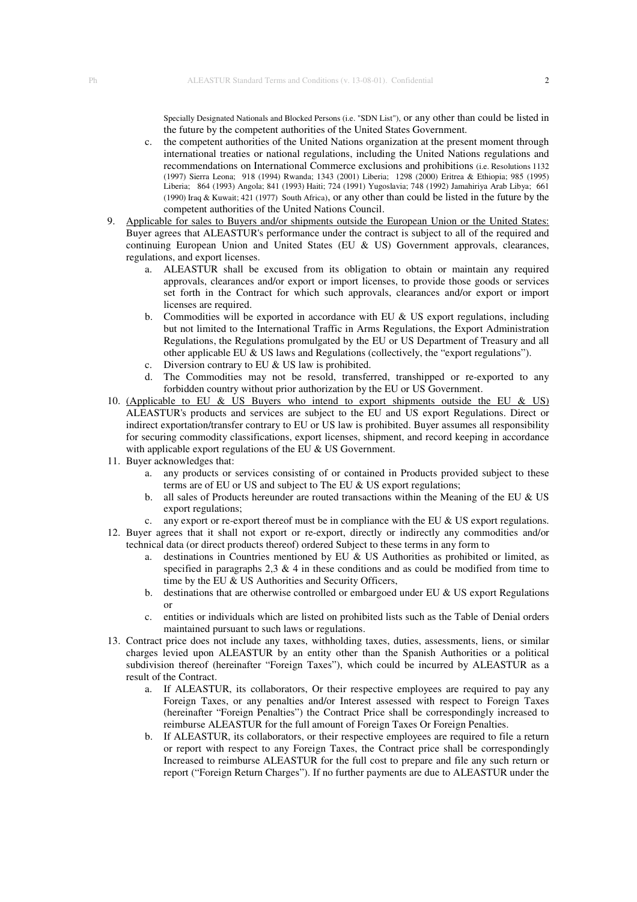Specially Designated Nationals and Blocked Persons (i.e. "SDN List"), or any other than could be listed in the future by the competent authorities of the United States Government.

   c. the competent authorities of the United Nations organization at the present moment through international treaties or national regulations, including the United Nations regulations and recommendations on International Commerce exclusions and prohibitions (i.e. Resolutions 1132 (1997) Sierra Leona; 918 (1994) Rwanda; 1343 (2001) Liberia; 1298 (2000) Eritrea & Ethiopia; 985 (1995) Liberia; 864 (1993) Angola; 841 (1993) Haiti; 724 (1991) Yugoslavia; 748 (1992) Jamahiriya Arab Libya; 661 (1990) Iraq & Kuwait; 421 (1977) South Africa), or any other than could be listed in the future by the competent authorities of the United Nations Council.

9. <u>Applicable for sales to Buyers and/or shipments outside the European Union or the United States:</u> Buyer agrees that ALEASTUR's performance under the contract is subject to all of the required and continuing European Union and United States (EU & US) Government approvals, clearances, regulations, and export licenses.
   a. ALEASTUR shall be excused from its obligation to obtain or maintain any required approvals, clearances and/or export or import licenses, to provide those goods or services set forth in the Contract for which such approvals, clearances and/or export or import licenses are required.
   b. Commodities will be exported in accordance with EU & US export regulations, including but not limited to the International Traffic in Arms Regulations, the Export Administration Regulations, the Regulations promulgated by the EU or US Department of Treasury and all other applicable EU & US laws and Regulations (collectively, the "export regulations").
   c. Diversion contrary to EU & US law is prohibited.
   d. The Commodities may not be resold, transferred, transhipped or re-exported to any forbidden country without prior authorization by the EU or US Government.
10. <u>(Applicable to EU & US Buyers who intend to export shipments outside the EU & US)</u> ALEASTUR's products and services are subject to the EU and US export Regulations. Direct or indirect exportation/transfer contrary to EU or US law is prohibited. Buyer assumes all responsibility for securing commodity classifications, export licenses, shipment, and record keeping in accordance with applicable export regulations of the EU & US Government.
11. Buyer acknowledges that:
    a. any products or services consisting of or contained in Products provided subject to these terms are of EU or US and subject to The EU & US export regulations;
    b. all sales of Products hereunder are routed transactions within the Meaning of the EU & US export regulations;
    c. any export or re-export thereof must be in compliance with the EU & US export regulations.
12. Buyer agrees that it shall not export or re-export, directly or indirectly any commodities and/or technical data (or direct products thereof) ordered Subject to these terms in any form to
    a. destinations in Countries mentioned by EU & US Authorities as prohibited or limited, as specified in paragraphs 2,3 & 4 in these conditions and as could be modified from time to time by the EU & US Authorities and Security Officers,
    b. destinations that are otherwise controlled or embargoed under EU & US export Regulations or
    c. entities or individuals which are listed on prohibited lists such as the Table of Denial orders maintained pursuant to such laws or regulations.
13. Contract price does not include any taxes, withholding taxes, duties, assessments, liens, or similar charges levied upon ALEASTUR by an entity other than the Spanish Authorities or a political subdivision thereof (hereinafter "Foreign Taxes"), which could be incurred by ALEASTUR as a result of the Contract.
    a. If ALEASTUR, its collaborators, Or their respective employees are required to pay any Foreign Taxes, or any penalties and/or Interest assessed with respect to Foreign Taxes (hereinafter "Foreign Penalties") the Contract Price shall be correspondingly increased to reimburse ALEASTUR for the full amount of Foreign Taxes Or Foreign Penalties.
    b. If ALEASTUR, its collaborators, or their respective employees are required to file a return or report with respect to any Foreign Taxes, the Contract price shall be correspondingly Increased to reimburse ALEASTUR for the full cost to prepare and file any such return or report ("Foreign Return Charges"). If no further payments are due to ALEASTUR under the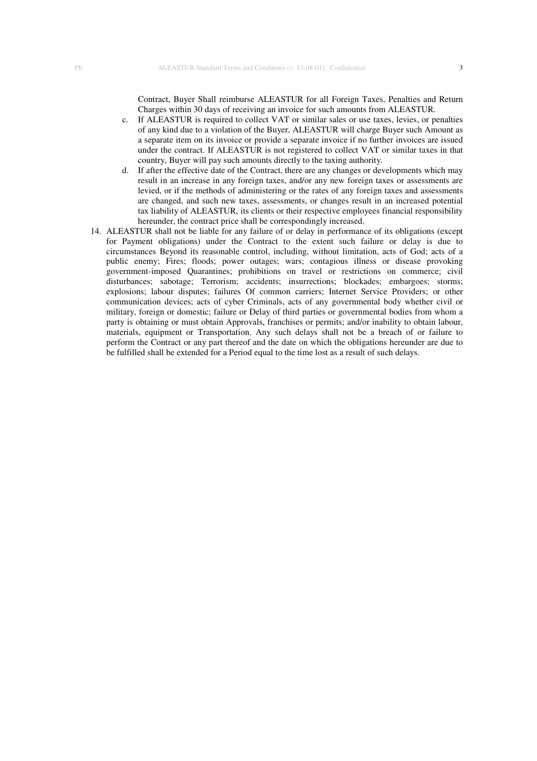Contract, Buyer Shall reimburse ALEASTUR for all Foreign Taxes, Penalties and Return Charges within 30 days of receiving an invoice for such amounts from ALEASTUR.

   c. If ALEASTUR is required to collect VAT or similar sales or use taxes, levies, or penalties of any kind due to a violation of the Buyer, ALEASTUR will charge Buyer such Amount as a separate item on its invoice or provide a separate invoice if no further invoices are issued under the contract. If ALEASTUR is not registered to collect VAT or similar taxes in that country, Buyer will pay such amounts directly to the taxing authority.
   d. If after the effective date of the Contract, there are any changes or developments which may result in an increase in any foreign taxes, and/or any new foreign taxes or assessments are levied, or if the methods of administering or the rates of any foreign taxes and assessments are changed, and such new taxes, assessments, or changes result in an increased potential tax liability of ALEASTUR, its clients or their respective employees financial responsibility hereunder, the contract price shall be correspondingly increased.

14. ALEASTUR shall not be liable for any failure of or delay in performance of its obligations (except for Payment obligations) under the Contract to the extent such failure or delay is due to circumstances Beyond its reasonable control, including, without limitation, acts of God; acts of a public enemy; Fires; floods; power outages; wars; contagious illness or disease provoking government-imposed Quarantines; prohibitions on travel or restrictions on commerce; civil disturbances; sabotage; Terrorism; accidents; insurrections; blockades; embargoes; storms; explosions; labour disputes; failures Of common carriers; Internet Service Providers; or other communication devices; acts of cyber Criminals, acts of any governmental body whether civil or military, foreign or domestic; failure or Delay of third parties or governmental bodies from whom a party is obtaining or must obtain Approvals, franchises or permits; and/or inability to obtain labour, materials, equipment or Transportation. Any such delays shall not be a breach of or failure to perform the Contract or any part thereof and the date on which the obligations hereunder are due to be fulfilled shall be extended for a Period equal to the time lost as a result of such delays.